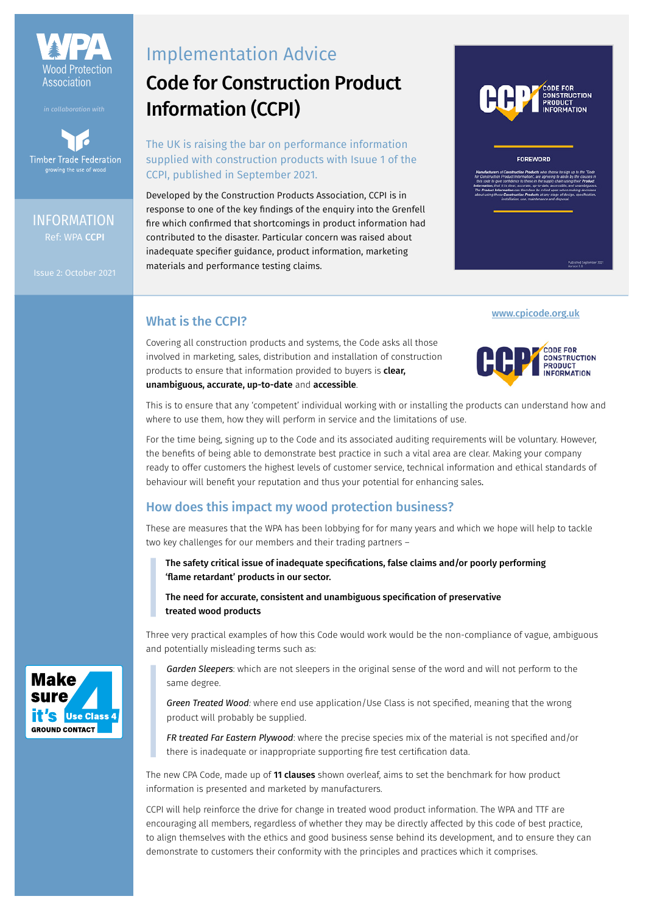Wood Protection Association

*in collaboration with*

Timber Trade Federation
growing the use of wood

INFORMATION
Ref: WPA **CCPI**

Issue 2: October 2021

# Implementation Advice

## Code for Construction Product Information (CCPI)

The UK is raising the bar on performance information supplied with construction products with Issue 1 of the CCPI, published in September 2021.

Developed by the Construction Products Association, CCPI is in response to one of the key findings of the enquiry into the Grenfell fire which confirmed that shortcomings in product information had contributed to the disaster. Particular concern was raised about inadequate specifier guidance, product information, marketing materials and performance testing claims.

### What is the CCPI?

www.cpicode.org.uk

Covering all construction products and systems, the Code asks all those involved in marketing, sales, distribution and installation of construction products to ensure that information provided to buyers is **clear, unambiguous, accurate, up-to-date** and **accessible**.

This is to ensure that any 'competent' individual working with or installing the products can understand how and where to use them, how they will perform in service and the limitations of use.

For the time being, signing up to the Code and its associated auditing requirements will be voluntary. However, the benefits of being able to demonstrate best practice in such a vital area are clear. Making your company ready to offer customers the highest levels of customer service, technical information and ethical standards of behaviour will benefit your reputation and thus your potential for enhancing sales.

### How does this impact my wood protection business?

These are measures that the WPA has been lobbying for for many years and which we hope will help to tackle two key challenges for our members and their trading partners –

> **The safety critical issue of inadequate specifications, false claims and/or poorly performing 'flame retardant' products in our sector.**
>
> **The need for accurate, consistent and unambiguous specification of preservative treated wood products**

Three very practical examples of how this Code would work would be the non-compliance of vague, ambiguous and potentially misleading terms such as:

> *Garden Sleepers*: which are not sleepers in the original sense of the word and will not perform to the same degree.
>
> *Green Treated Wood*: where end use application/Use Class is not specified, meaning that the wrong product will probably be supplied.
>
> *FR treated Far Eastern Plywood*: where the precise species mix of the material is not specified and/or there is inadequate or inappropriate supporting fire test certification data.

Make sure it's Use Class 4 GROUND CONTACT

The new CPA Code, made up of **11 clauses** shown overleaf, aims to set the benchmark for how product information is presented and marketed by manufacturers.

CCPI will help reinforce the drive for change in treated wood product information. The WPA and TTF are encouraging all members, regardless of whether they may be directly affected by this code of best practice, to align themselves with the ethics and good business sense behind its development, and to ensure they can demonstrate to customers their conformity with the principles and practices which it comprises.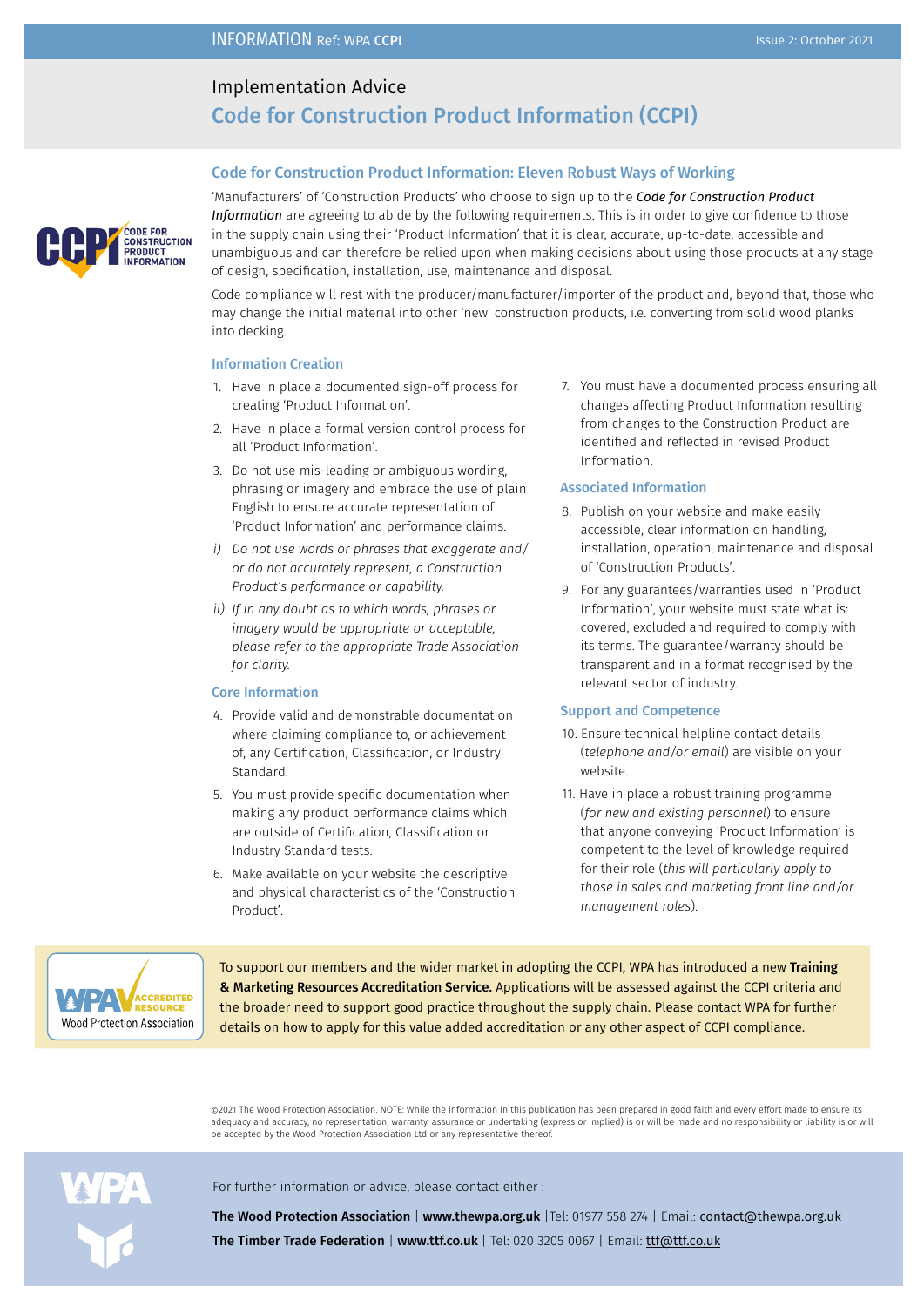INFORMATION Ref: WPA **CCPI**

Issue 2: October 2021

## Implementation Advice

# Code for Construction Product Information (CCPI)

## Code for Construction Product Information: Eleven Robust Ways of Working

'Manufacturers' of 'Construction Products' who choose to sign up to the ***Code for Construction Product Information*** are agreeing to abide by the following requirements. This is in order to give confidence to those in the supply chain using their 'Product Information' that it is clear, accurate, up-to-date, accessible and unambiguous and can therefore be relied upon when making decisions about using those products at any stage of design, specification, installation, use, maintenance and disposal.

Code compliance will rest with the producer/manufacturer/importer of the product and, beyond that, those who may change the initial material into other 'new' construction products, i.e. converting from solid wood planks into decking.

### Information Creation

1. Have in place a documented sign-off process for creating 'Product Information'.
2. Have in place a formal version control process for all 'Product Information'.
3. Do not use mis-leading or ambiguous wording, phrasing or imagery and embrace the use of plain English to ensure accurate representation of 'Product Information' and performance claims.
   i) *Do not use words or phrases that exaggerate and/or do not accurately represent, a Construction Product's performance or capability.*
   ii) *If in any doubt as to which words, phrases or imagery would be appropriate or acceptable, please refer to the appropriate Trade Association for clarity.*

### Core Information

4. Provide valid and demonstrable documentation where claiming compliance to, or achievement of, any Certification, Classification, or Industry Standard.
5. You must provide specific documentation when making any product performance claims which are outside of Certification, Classification or Industry Standard tests.
6. Make available on your website the descriptive and physical characteristics of the 'Construction Product'.
7. You must have a documented process ensuring all changes affecting Product Information resulting from changes to the Construction Product are identified and reflected in revised Product Information.

### Associated Information

8. Publish on your website and make easily accessible, clear information on handling, installation, operation, maintenance and disposal of 'Construction Products'.
9. For any guarantees/warranties used in 'Product Information', your website must state what is: covered, excluded and required to comply with its terms. The guarantee/warranty should be transparent and in a format recognised by the relevant sector of industry.

### Support and Competence

10. Ensure technical helpline contact details (*telephone and/or email*) are visible on your website.
11. Have in place a robust training programme (*for new and existing personnel*) to ensure that anyone conveying 'Product Information' is competent to the level of knowledge required for their role (*this will particularly apply to those in sales and marketing front line and/or management roles*).

To support our members and the wider market in adopting the CCPI, WPA has introduced a new **Training & Marketing Resources Accreditation Service.** Applications will be assessed against the CCPI criteria and the broader need to support good practice throughout the supply chain. Please contact WPA for further details on how to apply for this value added accreditation or any other aspect of CCPI compliance.

©2021 The Wood Protection Association. NOTE: While the information in this publication has been prepared in good faith and every effort made to ensure its adequacy and accuracy, no representation, warranty, assurance or undertaking (express or implied) is or will be made and no responsibility or liability is or will be accepted by the Wood Protection Association Ltd or any representative thereof.

For further information or advice, please contact either :

**The Wood Protection Association** | **www.thewpa.org.uk** |Tel: 01977 558 274 | Email: contact@thewpa.org.uk

**The Timber Trade Federation** | **www.ttf.co.uk** | Tel: 020 3205 0067 | Email: ttf@ttf.co.uk